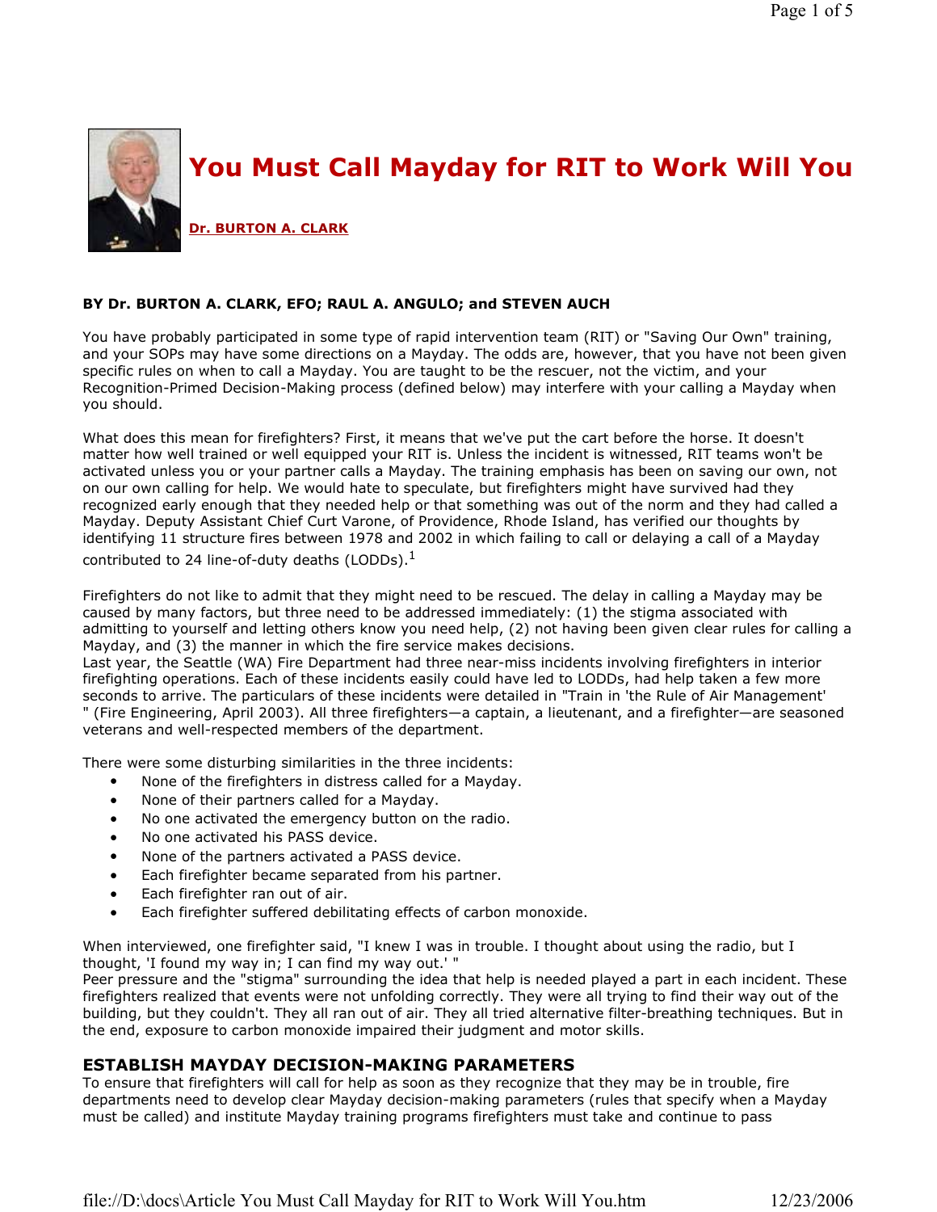# You Must Call Mayday for RIT to Work Will You

**Dr. BURTON A. CLARK**

**BY Dr. BURTON A. CLARK, EFO; RAUL A. ANGULO; and STEVEN AUCH**

You have probably participated in some type of rapid intervention team (RIT) or "Saving Our Own" training, and your SOPs may have some directions on a Mayday. The odds are, however, that you have not been given specific rules on when to call a Mayday. You are taught to be the rescuer, not the victim, and your Recognition-Primed Decision-Making process (defined below) may interfere with your calling a Mayday when you should.

What does this mean for firefighters? First, it means that we've put the cart before the horse. It doesn't matter how well trained or well equipped your RIT is. Unless the incident is witnessed, RIT teams won't be activated unless you or your partner calls a Mayday. The training emphasis has been on saving our own, not on our own calling for help. We would hate to speculate, but firefighters might have survived had they recognized early enough that they needed help or that something was out of the norm and they had called a Mayday. Deputy Assistant Chief Curt Varone, of Providence, Rhode Island, has verified our thoughts by identifying 11 structure fires between 1978 and 2002 in which failing to call or delaying a call of a Mayday contributed to 24 line-of-duty deaths (LODDs).[1]

Firefighters do not like to admit that they might need to be rescued. The delay in calling a Mayday may be caused by many factors, but three need to be addressed immediately: (1) the stigma associated with admitting to yourself and letting others know you need help, (2) not having been given clear rules for calling a Mayday, and (3) the manner in which the fire service makes decisions.

Last year, the Seattle (WA) Fire Department had three near-miss incidents involving firefighters in interior firefighting operations. Each of these incidents easily could have led to LODDs, had help taken a few more seconds to arrive. The particulars of these incidents were detailed in "Train in 'the Rule of Air Management' " (Fire Engineering, April 2003). All three firefighters—a captain, a lieutenant, and a firefighter—are seasoned veterans and well-respected members of the department.

There were some disturbing similarities in the three incidents:

- None of the firefighters in distress called for a Mayday.
- None of their partners called for a Mayday.
- No one activated the emergency button on the radio.
- No one activated his PASS device.
- None of the partners activated a PASS device.
- Each firefighter became separated from his partner.
- Each firefighter ran out of air.
- Each firefighter suffered debilitating effects of carbon monoxide.

When interviewed, one firefighter said, "I knew I was in trouble. I thought about using the radio, but I thought, 'I found my way in; I can find my way out.' "

Peer pressure and the "stigma" surrounding the idea that help is needed played a part in each incident. These firefighters realized that events were not unfolding correctly. They were all trying to find their way out of the building, but they couldn't. They all ran out of air. They all tried alternative filter-breathing techniques. But in the end, exposure to carbon monoxide impaired their judgment and motor skills.

## ESTABLISH MAYDAY DECISION-MAKING PARAMETERS

To ensure that firefighters will call for help as soon as they recognize that they may be in trouble, fire departments need to develop clear Mayday decision-making parameters (rules that specify when a Mayday must be called) and institute Mayday training programs firefighters must take and continue to pass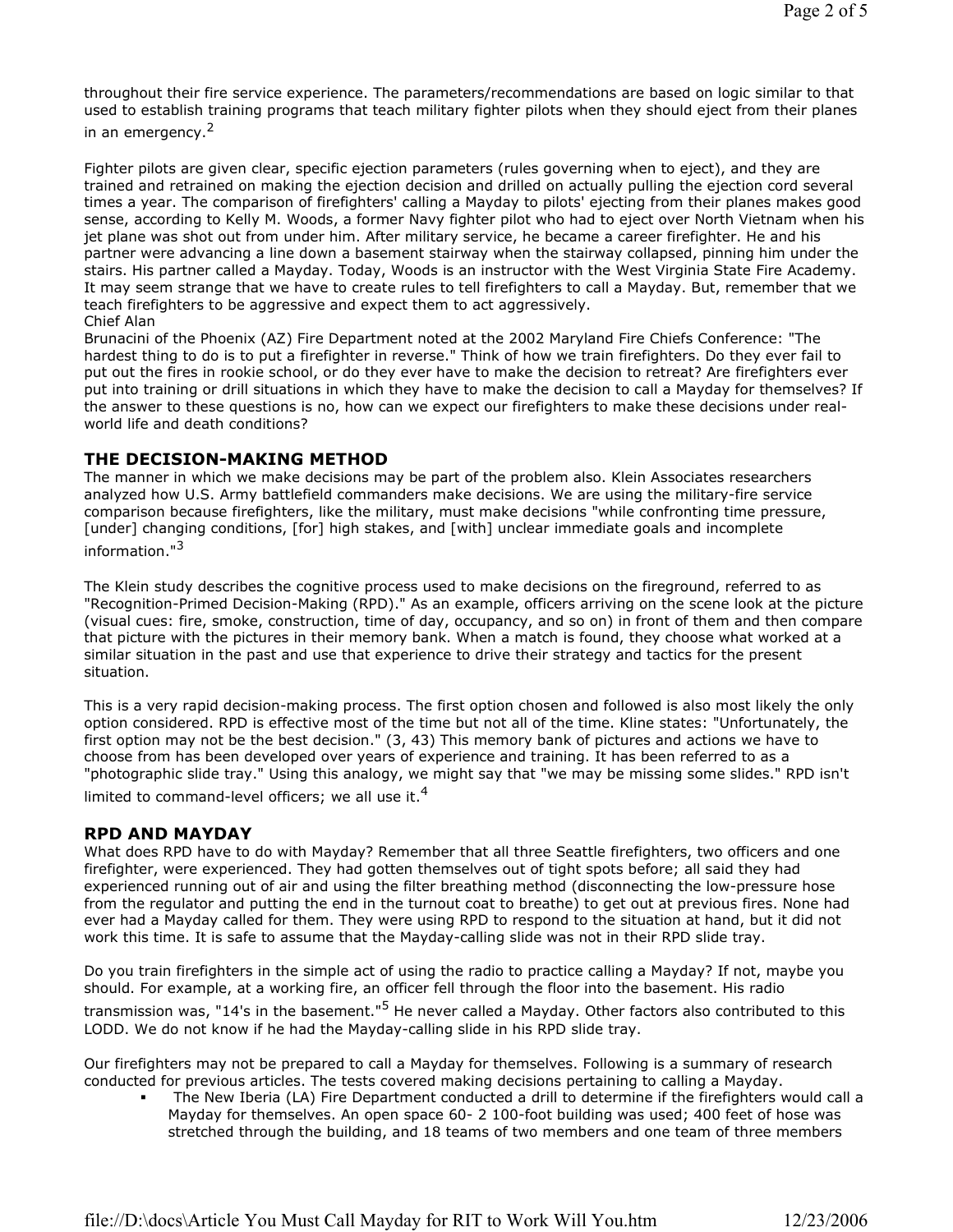throughout their fire service experience. The parameters/recommendations are based on logic similar to that used to establish training programs that teach military fighter pilots when they should eject from their planes in an emergency.[2]

Fighter pilots are given clear, specific ejection parameters (rules governing when to eject), and they are trained and retrained on making the ejection decision and drilled on actually pulling the ejection cord several times a year. The comparison of firefighters' calling a Mayday to pilots' ejecting from their planes makes good sense, according to Kelly M. Woods, a former Navy fighter pilot who had to eject over North Vietnam when his jet plane was shot out from under him. After military service, he became a career firefighter. He and his partner were advancing a line down a basement stairway when the stairway collapsed, pinning him under the stairs. His partner called a Mayday. Today, Woods is an instructor with the West Virginia State Fire Academy. It may seem strange that we have to create rules to tell firefighters to call a Mayday. But, remember that we teach firefighters to be aggressive and expect them to act aggressively.
Chief Alan
Brunacini of the Phoenix (AZ) Fire Department noted at the 2002 Maryland Fire Chiefs Conference: "The hardest thing to do is to put a firefighter in reverse." Think of how we train firefighters. Do they ever fail to put out the fires in rookie school, or do they ever have to make the decision to retreat? Are firefighters ever put into training or drill situations in which they have to make the decision to call a Mayday for themselves? If the answer to these questions is no, how can we expect our firefighters to make these decisions under real-world life and death conditions?

## THE DECISION-MAKING METHOD

The manner in which we make decisions may be part of the problem also. Klein Associates researchers analyzed how U.S. Army battlefield commanders make decisions. We are using the military-fire service comparison because firefighters, like the military, must make decisions "while confronting time pressure, [under] changing conditions, [for] high stakes, and [with] unclear immediate goals and incomplete information."[3]

The Klein study describes the cognitive process used to make decisions on the fireground, referred to as "Recognition-Primed Decision-Making (RPD)." As an example, officers arriving on the scene look at the picture (visual cues: fire, smoke, construction, time of day, occupancy, and so on) in front of them and then compare that picture with the pictures in their memory bank. When a match is found, they choose what worked at a similar situation in the past and use that experience to drive their strategy and tactics for the present situation.

This is a very rapid decision-making process. The first option chosen and followed is also most likely the only option considered. RPD is effective most of the time but not all of the time. Kline states: "Unfortunately, the first option may not be the best decision." (3, 43) This memory bank of pictures and actions we have to choose from has been developed over years of experience and training. It has been referred to as a "photographic slide tray." Using this analogy, we might say that "we may be missing some slides." RPD isn't limited to command-level officers; we all use it.[4]

## RPD AND MAYDAY

What does RPD have to do with Mayday? Remember that all three Seattle firefighters, two officers and one firefighter, were experienced. They had gotten themselves out of tight spots before; all said they had experienced running out of air and using the filter breathing method (disconnecting the low-pressure hose from the regulator and putting the end in the turnout coat to breathe) to get out at previous fires. None had ever had a Mayday called for them. They were using RPD to respond to the situation at hand, but it did not work this time. It is safe to assume that the Mayday-calling slide was not in their RPD slide tray.

Do you train firefighters in the simple act of using the radio to practice calling a Mayday? If not, maybe you should. For example, at a working fire, an officer fell through the floor into the basement. His radio transmission was, "14's in the basement."[5] He never called a Mayday. Other factors also contributed to this LODD. We do not know if he had the Mayday-calling slide in his RPD slide tray.

Our firefighters may not be prepared to call a Mayday for themselves. Following is a summary of research conducted for previous articles. The tests covered making decisions pertaining to calling a Mayday.

- The New Iberia (LA) Fire Department conducted a drill to determine if the firefighters would call a Mayday for themselves. An open space 60- 2 100-foot building was used; 400 feet of hose was stretched through the building, and 18 teams of two members and one team of three members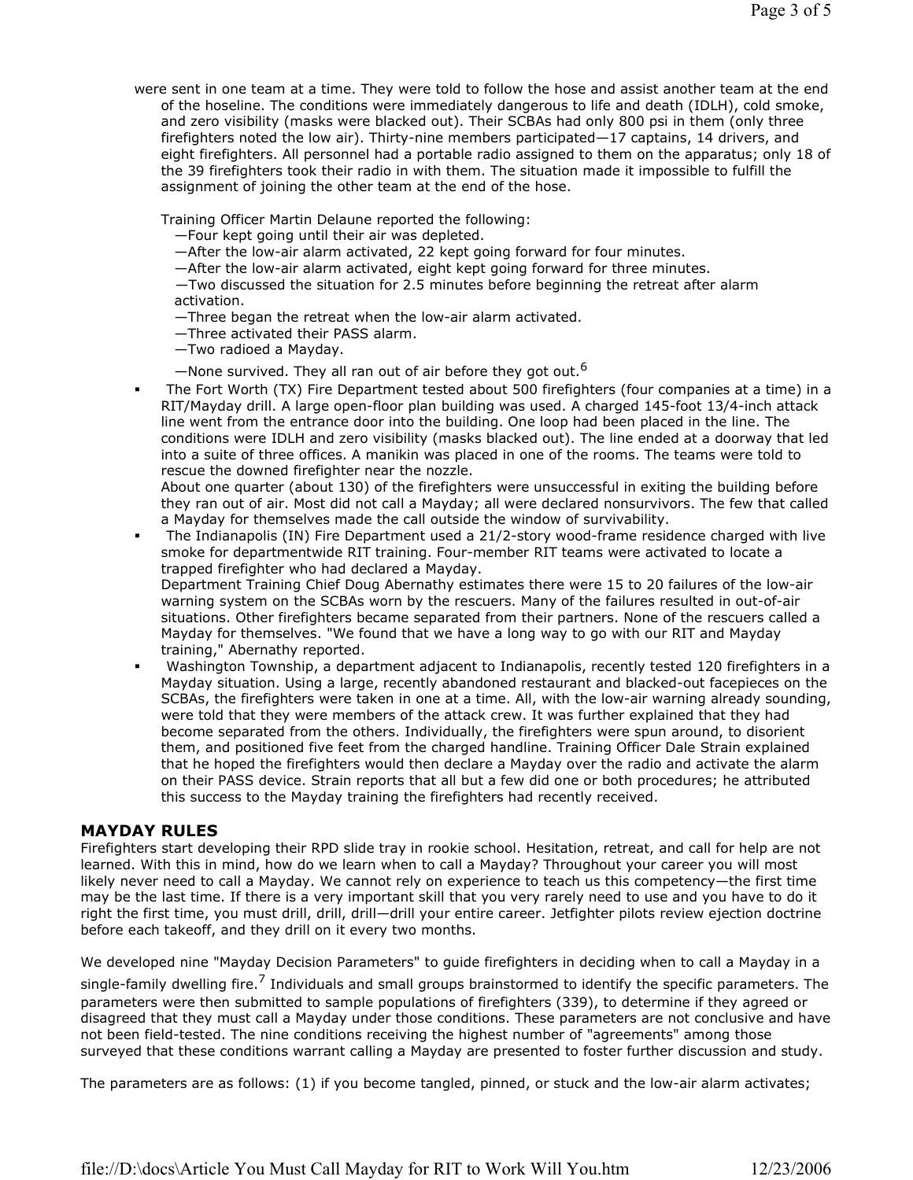were sent in one team at a time. They were told to follow the hose and assist another team at the end of the hoseline. The conditions were immediately dangerous to life and death (IDLH), cold smoke, and zero visibility (masks were blacked out). Their SCBAs had only 800 psi in them (only three firefighters noted the low air). Thirty-nine members participated—17 captains, 14 drivers, and eight firefighters. All personnel had a portable radio assigned to them on the apparatus; only 18 of the 39 firefighters took their radio in with them. The situation made it impossible to fulfill the assignment of joining the other team at the end of the hose.

Training Officer Martin Delaune reported the following:
—Four kept going until their air was depleted.
—After the low-air alarm activated, 22 kept going forward for four minutes.
—After the low-air alarm activated, eight kept going forward for three minutes.
—Two discussed the situation for 2.5 minutes before beginning the retreat after alarm activation.
—Three began the retreat when the low-air alarm activated.
—Three activated their PASS alarm.
—Two radioed a Mayday.
—None survived. They all ran out of air before they got out.[6]

- The Fort Worth (TX) Fire Department tested about 500 firefighters (four companies at a time) in a RIT/Mayday drill. A large open-floor plan building was used. A charged 145-foot 13/4-inch attack line went from the entrance door into the building. One loop had been placed in the line. The conditions were IDLH and zero visibility (masks blacked out). The line ended at a doorway that led into a suite of three offices. A manikin was placed in one of the rooms. The teams were told to rescue the downed firefighter near the nozzle.
  About one quarter (about 130) of the firefighters were unsuccessful in exiting the building before they ran out of air. Most did not call a Mayday; all were declared nonsurvivors. The few that called a Mayday for themselves made the call outside the window of survivability.
- The Indianapolis (IN) Fire Department used a 21/2-story wood-frame residence charged with live smoke for departmentwide RIT training. Four-member RIT teams were activated to locate a trapped firefighter who had declared a Mayday.
  Department Training Chief Doug Abernathy estimates there were 15 to 20 failures of the low-air warning system on the SCBAs worn by the rescuers. Many of the failures resulted in out-of-air situations. Other firefighters became separated from their partners. None of the rescuers called a Mayday for themselves. "We found that we have a long way to go with our RIT and Mayday training," Abernathy reported.
- Washington Township, a department adjacent to Indianapolis, recently tested 120 firefighters in a Mayday situation. Using a large, recently abandoned restaurant and blacked-out facepieces on the SCBAs, the firefighters were taken in one at a time. All, with the low-air warning already sounding, were told that they were members of the attack crew. It was further explained that they had become separated from the others. Individually, the firefighters were spun around, to disorient them, and positioned five feet from the charged handline. Training Officer Dale Strain explained that he hoped the firefighters would then declare a Mayday over the radio and activate the alarm on their PASS device. Strain reports that all but a few did one or both procedures; he attributed this success to the Mayday training the firefighters had recently received.

## MAYDAY RULES

Firefighters start developing their RPD slide tray in rookie school. Hesitation, retreat, and call for help are not learned. With this in mind, how do we learn when to call a Mayday? Throughout your career you will most likely never need to call a Mayday. We cannot rely on experience to teach us this competency—the first time may be the last time. If there is a very important skill that you very rarely need to use and you have to do it right the first time, you must drill, drill, drill—drill your entire career. Jetfighter pilots review ejection doctrine before each takeoff, and they drill on it every two months.

We developed nine "Mayday Decision Parameters" to guide firefighters in deciding when to call a Mayday in a single-family dwelling fire.[7] Individuals and small groups brainstormed to identify the specific parameters. The parameters were then submitted to sample populations of firefighters (339), to determine if they agreed or disagreed that they must call a Mayday under those conditions. These parameters are not conclusive and have not been field-tested. The nine conditions receiving the highest number of "agreements" among those surveyed that these conditions warrant calling a Mayday are presented to foster further discussion and study.

The parameters are as follows: (1) if you become tangled, pinned, or stuck and the low-air alarm activates;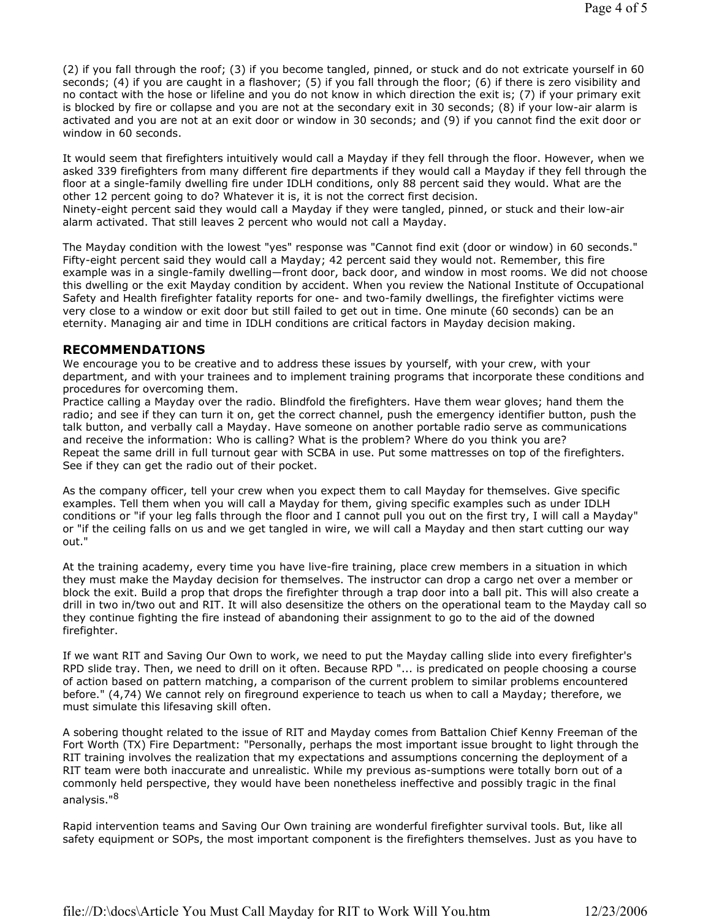(2) if you fall through the roof; (3) if you become tangled, pinned, or stuck and do not extricate yourself in 60 seconds; (4) if you are caught in a flashover; (5) if you fall through the floor; (6) if there is zero visibility and no contact with the hose or lifeline and you do not know in which direction the exit is; (7) if your primary exit is blocked by fire or collapse and you are not at the secondary exit in 30 seconds; (8) if your low-air alarm is activated and you are not at an exit door or window in 30 seconds; and (9) if you cannot find the exit door or window in 60 seconds.

It would seem that firefighters intuitively would call a Mayday if they fell through the floor. However, when we asked 339 firefighters from many different fire departments if they would call a Mayday if they fell through the floor at a single-family dwelling fire under IDLH conditions, only 88 percent said they would. What are the other 12 percent going to do? Whatever it is, it is not the correct first decision.
Ninety-eight percent said they would call a Mayday if they were tangled, pinned, or stuck and their low-air alarm activated. That still leaves 2 percent who would not call a Mayday.

The Mayday condition with the lowest "yes" response was "Cannot find exit (door or window) in 60 seconds." Fifty-eight percent said they would call a Mayday; 42 percent said they would not. Remember, this fire example was in a single-family dwelling—front door, back door, and window in most rooms. We did not choose this dwelling or the exit Mayday condition by accident. When you review the National Institute of Occupational Safety and Health firefighter fatality reports for one- and two-family dwellings, the firefighter victims were very close to a window or exit door but still failed to get out in time. One minute (60 seconds) can be an eternity. Managing air and time in IDLH conditions are critical factors in Mayday decision making.

## RECOMMENDATIONS

We encourage you to be creative and to address these issues by yourself, with your crew, with your department, and with your trainees and to implement training programs that incorporate these conditions and procedures for overcoming them.
Practice calling a Mayday over the radio. Blindfold the firefighters. Have them wear gloves; hand them the radio; and see if they can turn it on, get the correct channel, push the emergency identifier button, push the talk button, and verbally call a Mayday. Have someone on another portable radio serve as communications and receive the information: Who is calling? What is the problem? Where do you think you are?
Repeat the same drill in full turnout gear with SCBA in use. Put some mattresses on top of the firefighters. See if they can get the radio out of their pocket.

As the company officer, tell your crew when you expect them to call Mayday for themselves. Give specific examples. Tell them when you will call a Mayday for them, giving specific examples such as under IDLH conditions or "if your leg falls through the floor and I cannot pull you out on the first try, I will call a Mayday" or "if the ceiling falls on us and we get tangled in wire, we will call a Mayday and then start cutting our way out."

At the training academy, every time you have live-fire training, place crew members in a situation in which they must make the Mayday decision for themselves. The instructor can drop a cargo net over a member or block the exit. Build a prop that drops the firefighter through a trap door into a ball pit. This will also create a drill in two in/two out and RIT. It will also desensitize the others on the operational team to the Mayday call so they continue fighting the fire instead of abandoning their assignment to go to the aid of the downed firefighter.

If we want RIT and Saving Our Own to work, we need to put the Mayday calling slide into every firefighter's RPD slide tray. Then, we need to drill on it often. Because RPD "... is predicated on people choosing a course of action based on pattern matching, a comparison of the current problem to similar problems encountered before." (4,74) We cannot rely on fireground experience to teach us when to call a Mayday; therefore, we must simulate this lifesaving skill often.

A sobering thought related to the issue of RIT and Mayday comes from Battalion Chief Kenny Freeman of the Fort Worth (TX) Fire Department: "Personally, perhaps the most important issue brought to light through the RIT training involves the realization that my expectations and assumptions concerning the deployment of a RIT team were both inaccurate and unrealistic. While my previous as-sumptions were totally born out of a commonly held perspective, they would have been nonetheless ineffective and possibly tragic in the final analysis."[8]

Rapid intervention teams and Saving Our Own training are wonderful firefighter survival tools. But, like all safety equipment or SOPs, the most important component is the firefighters themselves. Just as you have to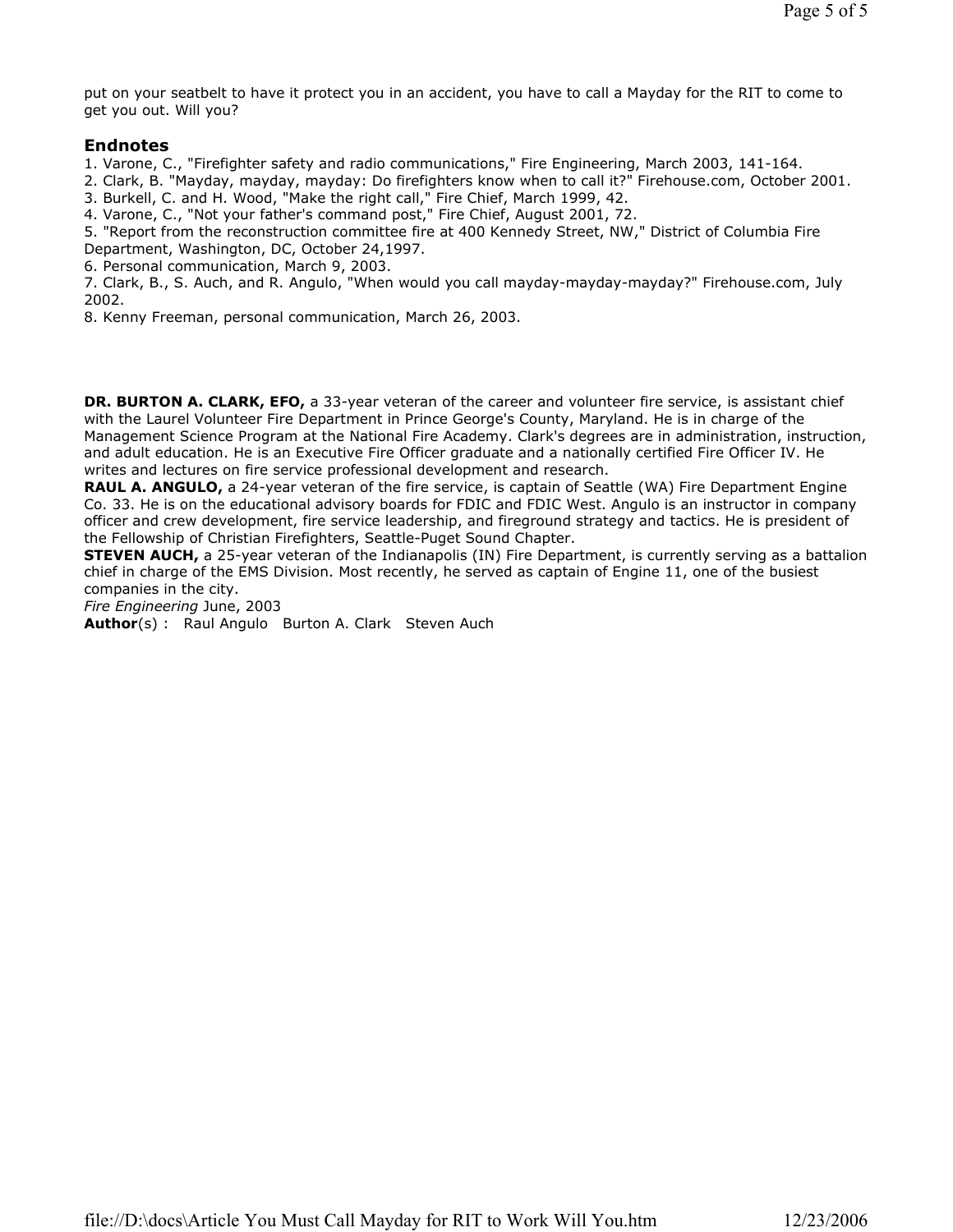put on your seatbelt to have it protect you in an accident, you have to call a Mayday for the RIT to come to get you out. Will you?

### Endnotes

1. Varone, C., "Firefighter safety and radio communications," Fire Engineering, March 2003, 141-164.
2. Clark, B. "Mayday, mayday, mayday: Do firefighters know when to call it?" Firehouse.com, October 2001.
3. Burkell, C. and H. Wood, "Make the right call," Fire Chief, March 1999, 42.
4. Varone, C., "Not your father's command post," Fire Chief, August 2001, 72.
5. "Report from the reconstruction committee fire at 400 Kennedy Street, NW," District of Columbia Fire Department, Washington, DC, October 24,1997.
6. Personal communication, March 9, 2003.
7. Clark, B., S. Auch, and R. Angulo, "When would you call mayday-mayday-mayday?" Firehouse.com, July 2002.
8. Kenny Freeman, personal communication, March 26, 2003.

**DR. BURTON A. CLARK, EFO,** a 33-year veteran of the career and volunteer fire service, is assistant chief with the Laurel Volunteer Fire Department in Prince George's County, Maryland. He is in charge of the Management Science Program at the National Fire Academy. Clark's degrees are in administration, instruction, and adult education. He is an Executive Fire Officer graduate and a nationally certified Fire Officer IV. He writes and lectures on fire service professional development and research.

**RAUL A. ANGULO,** a 24-year veteran of the fire service, is captain of Seattle (WA) Fire Department Engine Co. 33. He is on the educational advisory boards for FDIC and FDIC West. Angulo is an instructor in company officer and crew development, fire service leadership, and fireground strategy and tactics. He is president of the Fellowship of Christian Firefighters, Seattle-Puget Sound Chapter.

**STEVEN AUCH,** a 25-year veteran of the Indianapolis (IN) Fire Department, is currently serving as a battalion chief in charge of the EMS Division. Most recently, he served as captain of Engine 11, one of the busiest companies in the city.

*Fire Engineering* June, 2003

**Author**(s) : Raul Angulo Burton A. Clark Steven Auch